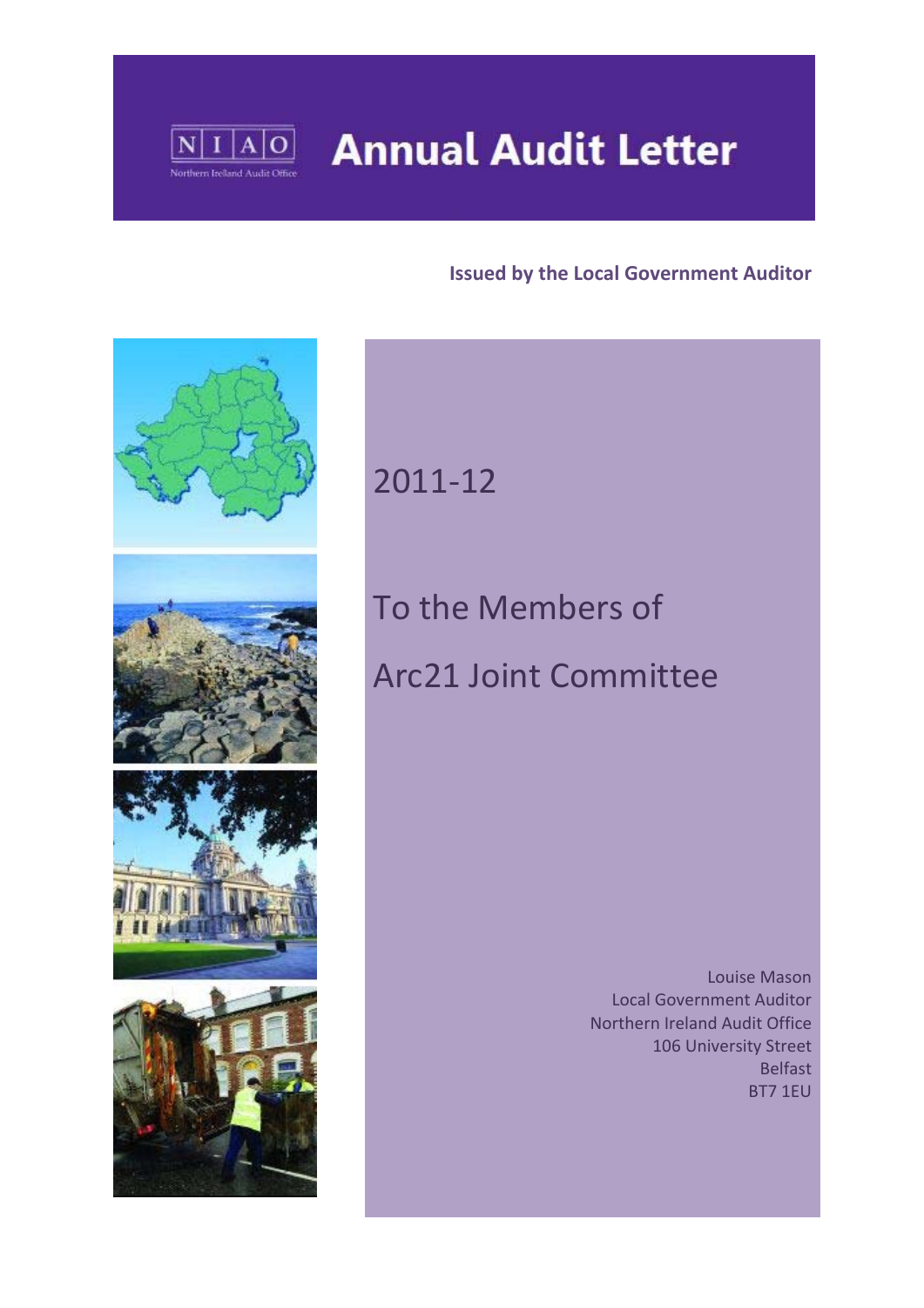# Annual Audit Letter

NIAO
Northern Ireland Audit Office

**Issued by the Local Government Auditor**

2011-12

To the Members of

Arc21 Joint Committee

Louise Mason
Local Government Auditor
Northern Ireland Audit Office
106 University Street
Belfast
BT7 1EU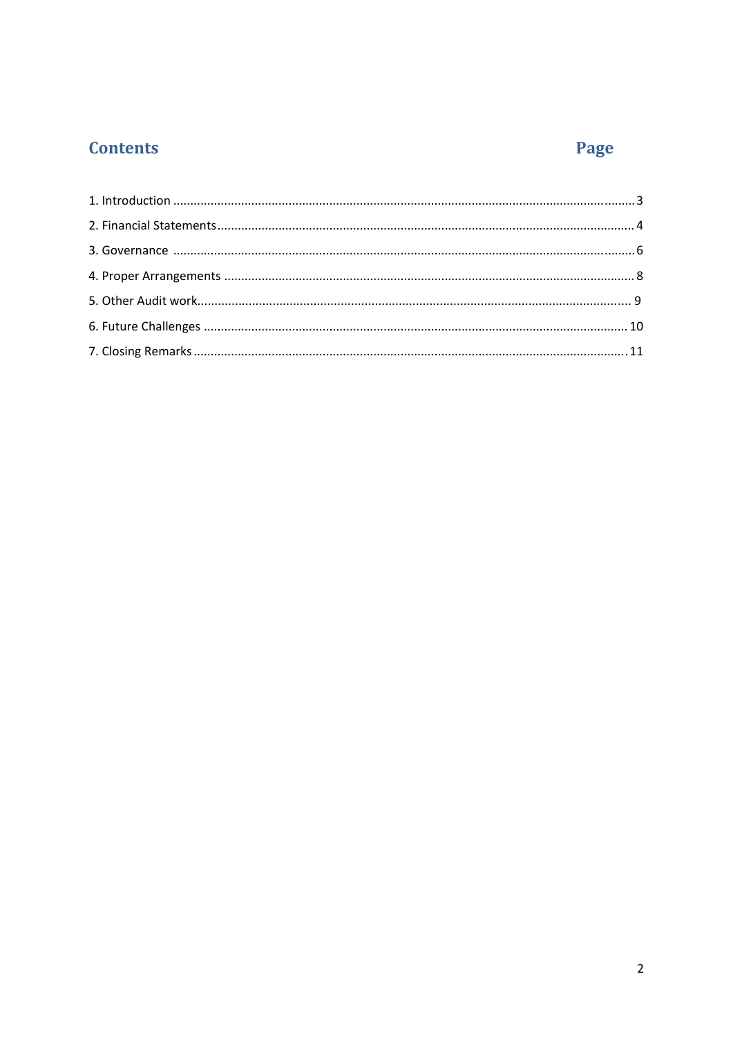## Contents

| Contents | Page |
|---|---|
| 1. Introduction | 3 |
| 2. Financial Statements | 4 |
| 3. Governance | 6 |
| 4. Proper Arrangements | 8 |
| 5. Other Audit work | 9 |
| 6. Future Challenges | 10 |
| 7. Closing Remarks | 11 |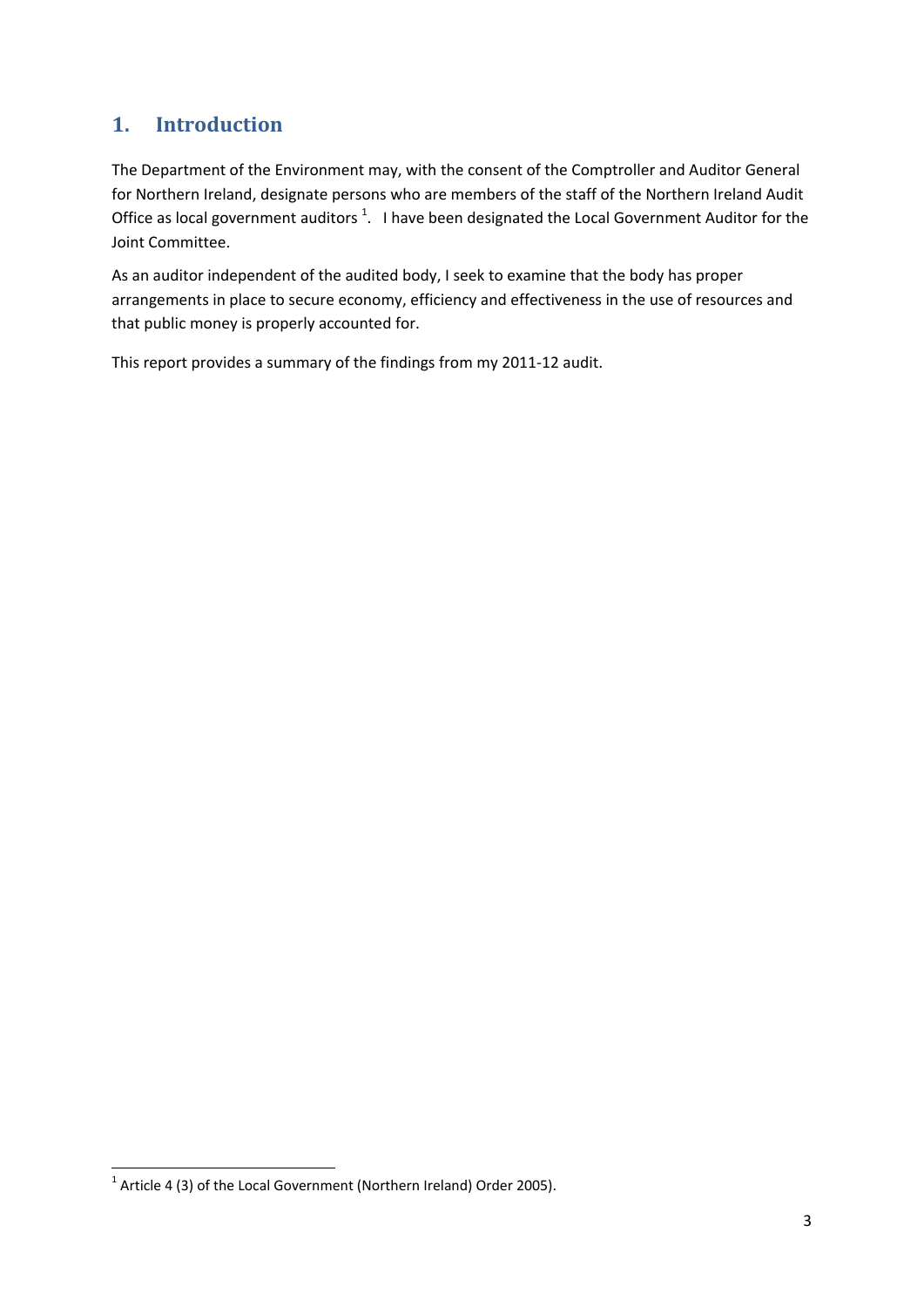## 1. Introduction

The Department of the Environment may, with the consent of the Comptroller and Auditor General for Northern Ireland, designate persons who are members of the staff of the Northern Ireland Audit Office as local government auditors [1]. I have been designated the Local Government Auditor for the Joint Committee.

As an auditor independent of the audited body, I seek to examine that the body has proper arrangements in place to secure economy, efficiency and effectiveness in the use of resources and that public money is properly accounted for.

This report provides a summary of the findings from my 2011-12 audit.

[1] Article 4 (3) of the Local Government (Northern Ireland) Order 2005).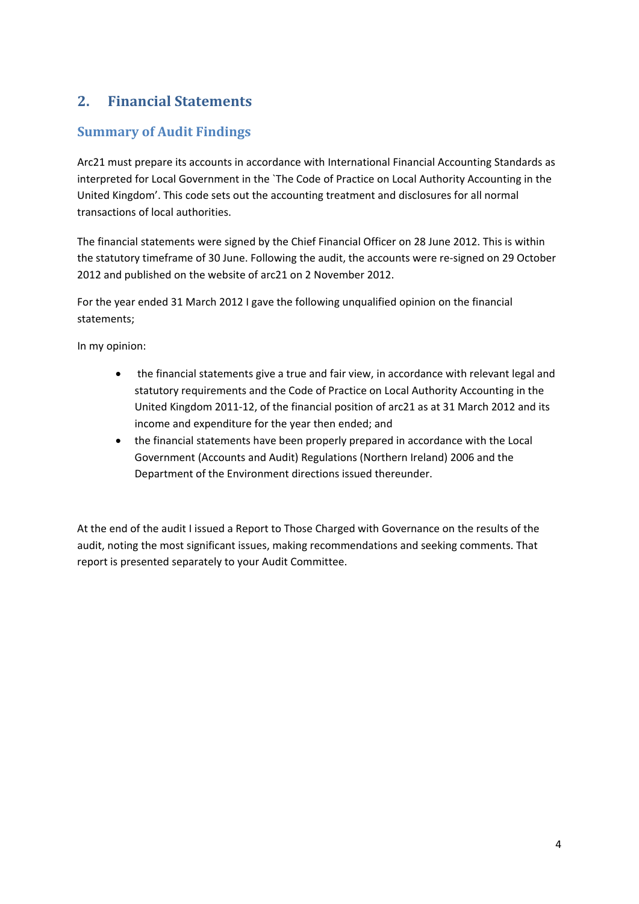## 2. Financial Statements

### Summary of Audit Findings

Arc21 must prepare its accounts in accordance with International Financial Accounting Standards as interpreted for Local Government in the `The Code of Practice on Local Authority Accounting in the United Kingdom'. This code sets out the accounting treatment and disclosures for all normal transactions of local authorities.

The financial statements were signed by the Chief Financial Officer on 28 June 2012. This is within the statutory timeframe of 30 June. Following the audit, the accounts were re-signed on 29 October 2012 and published on the website of arc21 on 2 November 2012.

For the year ended 31 March 2012 I gave the following unqualified opinion on the financial statements;

In my opinion:

- the financial statements give a true and fair view, in accordance with relevant legal and statutory requirements and the Code of Practice on Local Authority Accounting in the United Kingdom 2011-12, of the financial position of arc21 as at 31 March 2012 and its income and expenditure for the year then ended; and
- the financial statements have been properly prepared in accordance with the Local Government (Accounts and Audit) Regulations (Northern Ireland) 2006 and the Department of the Environment directions issued thereunder.

At the end of the audit I issued a Report to Those Charged with Governance on the results of the audit, noting the most significant issues, making recommendations and seeking comments. That report is presented separately to your Audit Committee.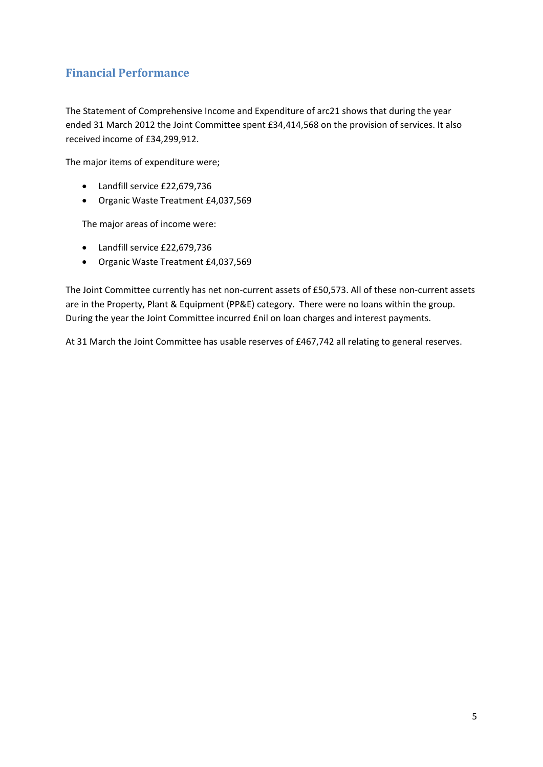## Financial Performance

The Statement of Comprehensive Income and Expenditure of arc21 shows that during the year ended 31 March 2012 the Joint Committee spent £34,414,568 on the provision of services. It also received income of £34,299,912.

The major items of expenditure were;

- Landfill service £22,679,736
- Organic Waste Treatment £4,037,569

The major areas of income were:

- Landfill service £22,679,736
- Organic Waste Treatment £4,037,569

The Joint Committee currently has net non-current assets of £50,573. All of these non-current assets are in the Property, Plant & Equipment (PP&E) category. There were no loans within the group. During the year the Joint Committee incurred £nil on loan charges and interest payments.

At 31 March the Joint Committee has usable reserves of £467,742 all relating to general reserves.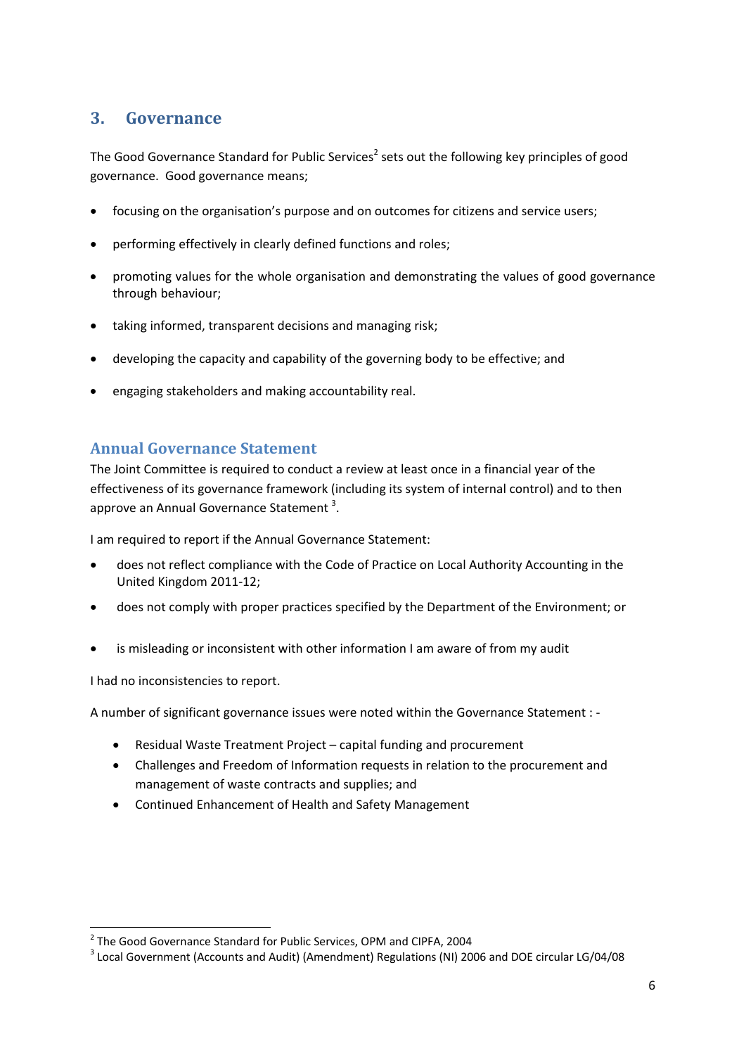## 3. Governance

The Good Governance Standard for Public Services[2] sets out the following key principles of good governance. Good governance means;

- focusing on the organisation's purpose and on outcomes for citizens and service users;
- performing effectively in clearly defined functions and roles;
- promoting values for the whole organisation and demonstrating the values of good governance through behaviour;
- taking informed, transparent decisions and managing risk;
- developing the capacity and capability of the governing body to be effective; and
- engaging stakeholders and making accountability real.

### Annual Governance Statement

The Joint Committee is required to conduct a review at least once in a financial year of the effectiveness of its governance framework (including its system of internal control) and to then approve an Annual Governance Statement [3].

I am required to report if the Annual Governance Statement:

- does not reflect compliance with the Code of Practice on Local Authority Accounting in the United Kingdom 2011-12;
- does not comply with proper practices specified by the Department of the Environment; or
- is misleading or inconsistent with other information I am aware of from my audit

I had no inconsistencies to report.

A number of significant governance issues were noted within the Governance Statement : -

- Residual Waste Treatment Project – capital funding and procurement
- Challenges and Freedom of Information requests in relation to the procurement and management of waste contracts and supplies; and
- Continued Enhancement of Health and Safety Management

---

[2] The Good Governance Standard for Public Services, OPM and CIPFA, 2004

[3] Local Government (Accounts and Audit) (Amendment) Regulations (NI) 2006 and DOE circular LG/04/08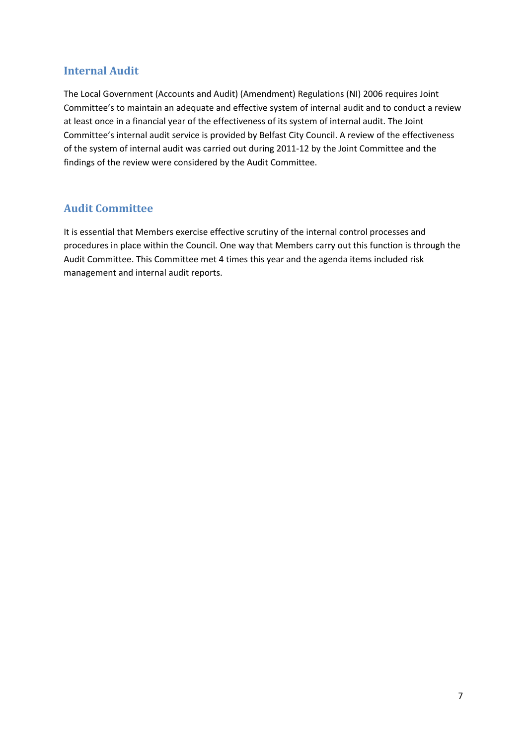## Internal Audit

The Local Government (Accounts and Audit) (Amendment) Regulations (NI) 2006 requires Joint Committee's to maintain an adequate and effective system of internal audit and to conduct a review at least once in a financial year of the effectiveness of its system of internal audit. The Joint Committee's internal audit service is provided by Belfast City Council. A review of the effectiveness of the system of internal audit was carried out during 2011-12 by the Joint Committee and the findings of the review were considered by the Audit Committee.

## Audit Committee

It is essential that Members exercise effective scrutiny of the internal control processes and procedures in place within the Council. One way that Members carry out this function is through the Audit Committee. This Committee met 4 times this year and the agenda items included risk management and internal audit reports.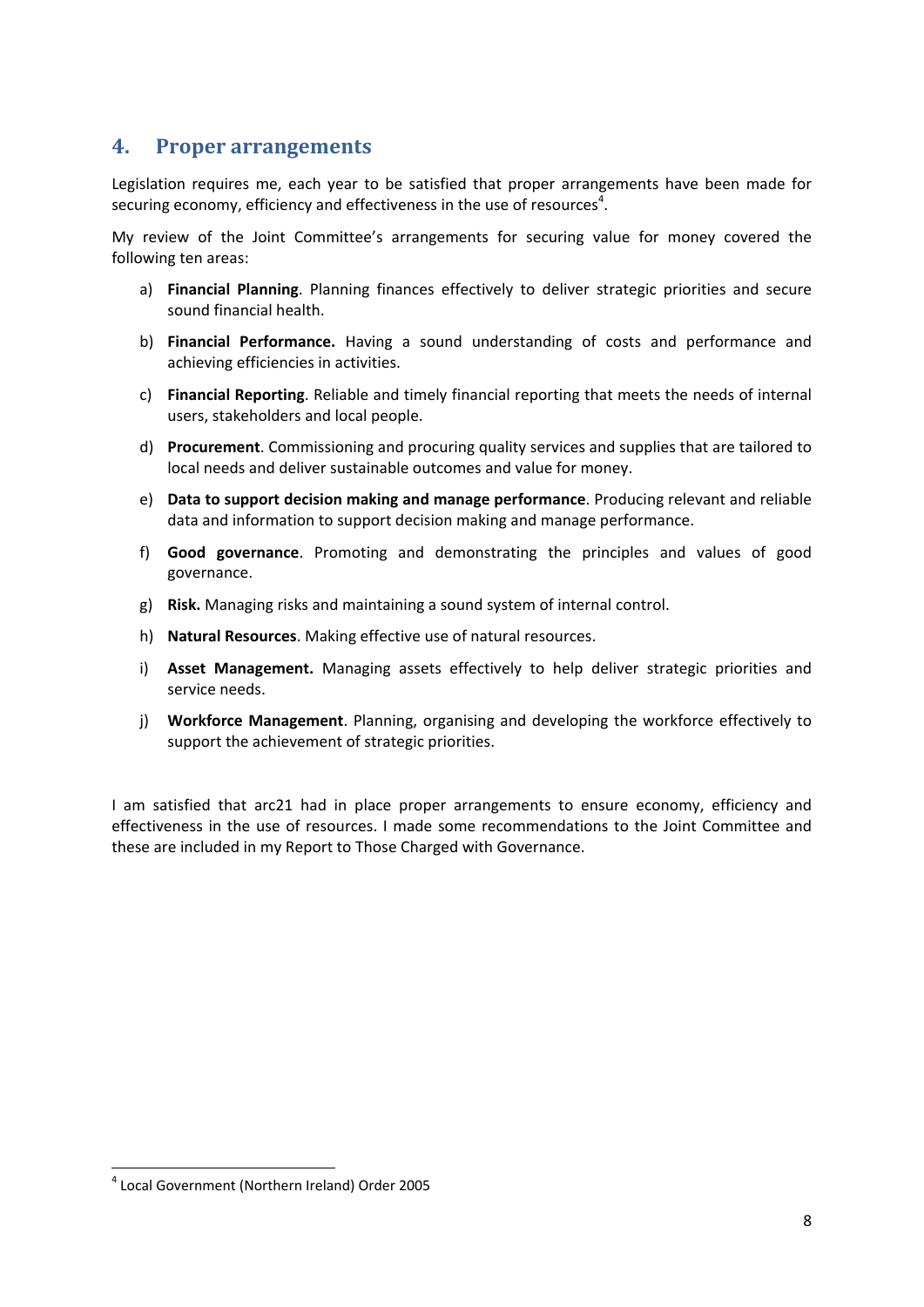## 4. Proper arrangements

Legislation requires me, each year to be satisfied that proper arrangements have been made for securing economy, efficiency and effectiveness in the use of resources[4].

My review of the Joint Committee's arrangements for securing value for money covered the following ten areas:

a) **Financial Planning**. Planning finances effectively to deliver strategic priorities and secure sound financial health.

b) **Financial Performance.** Having a sound understanding of costs and performance and achieving efficiencies in activities.

c) **Financial Reporting**. Reliable and timely financial reporting that meets the needs of internal users, stakeholders and local people.

d) **Procurement**. Commissioning and procuring quality services and supplies that are tailored to local needs and deliver sustainable outcomes and value for money.

e) **Data to support decision making and manage performance**. Producing relevant and reliable data and information to support decision making and manage performance.

f) **Good governance**. Promoting and demonstrating the principles and values of good governance.

g) **Risk.** Managing risks and maintaining a sound system of internal control.

h) **Natural Resources**. Making effective use of natural resources.

i) **Asset Management.** Managing assets effectively to help deliver strategic priorities and service needs.

j) **Workforce Management**. Planning, organising and developing the workforce effectively to support the achievement of strategic priorities.

I am satisfied that arc21 had in place proper arrangements to ensure economy, efficiency and effectiveness in the use of resources. I made some recommendations to the Joint Committee and these are included in my Report to Those Charged with Governance.

[4] Local Government (Northern Ireland) Order 2005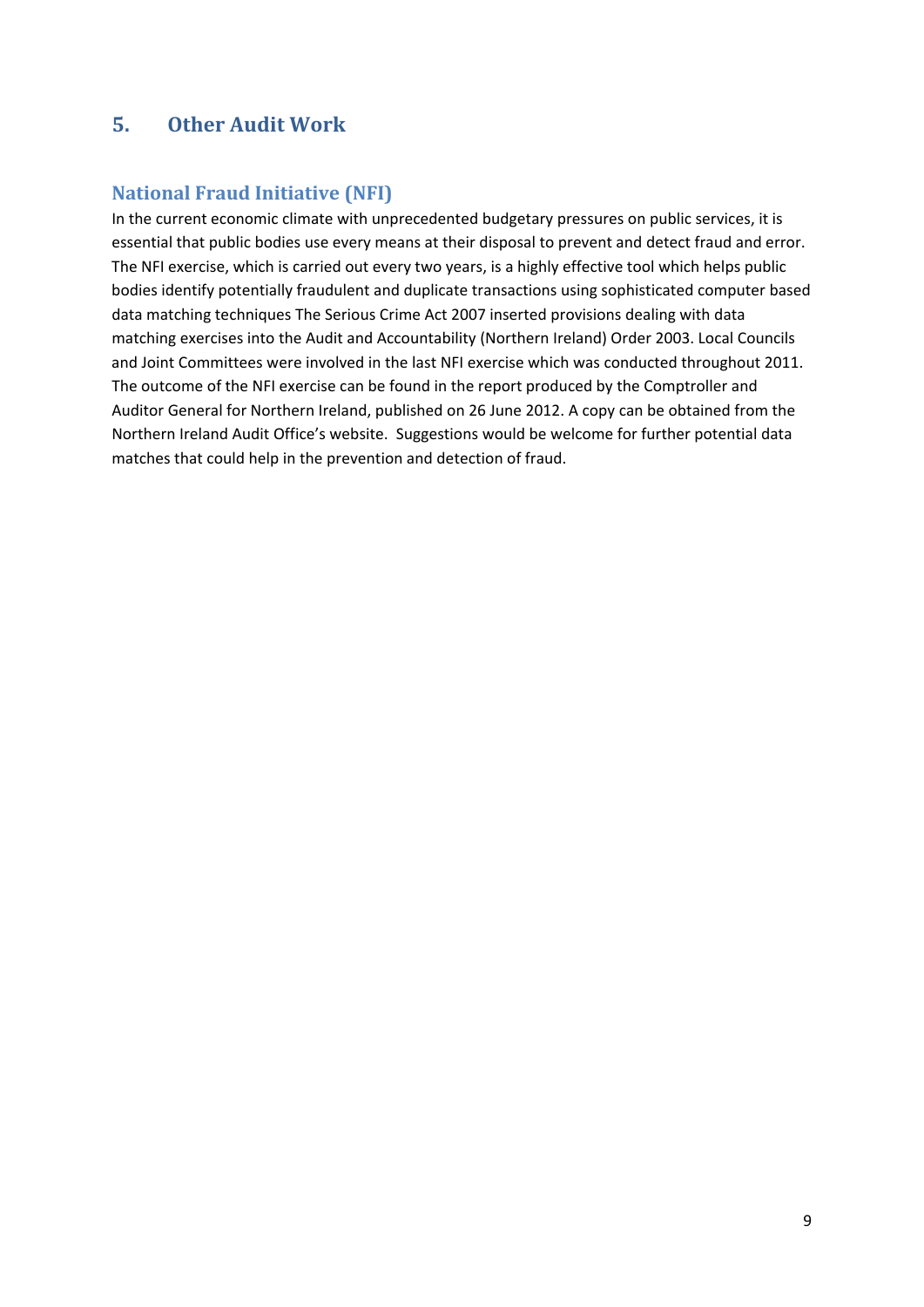## 5. Other Audit Work

### National Fraud Initiative (NFI)

In the current economic climate with unprecedented budgetary pressures on public services, it is essential that public bodies use every means at their disposal to prevent and detect fraud and error. The NFI exercise, which is carried out every two years, is a highly effective tool which helps public bodies identify potentially fraudulent and duplicate transactions using sophisticated computer based data matching techniques The Serious Crime Act 2007 inserted provisions dealing with data matching exercises into the Audit and Accountability (Northern Ireland) Order 2003. Local Councils and Joint Committees were involved in the last NFI exercise which was conducted throughout 2011. The outcome of the NFI exercise can be found in the report produced by the Comptroller and Auditor General for Northern Ireland, published on 26 June 2012. A copy can be obtained from the Northern Ireland Audit Office's website. Suggestions would be welcome for further potential data matches that could help in the prevention and detection of fraud.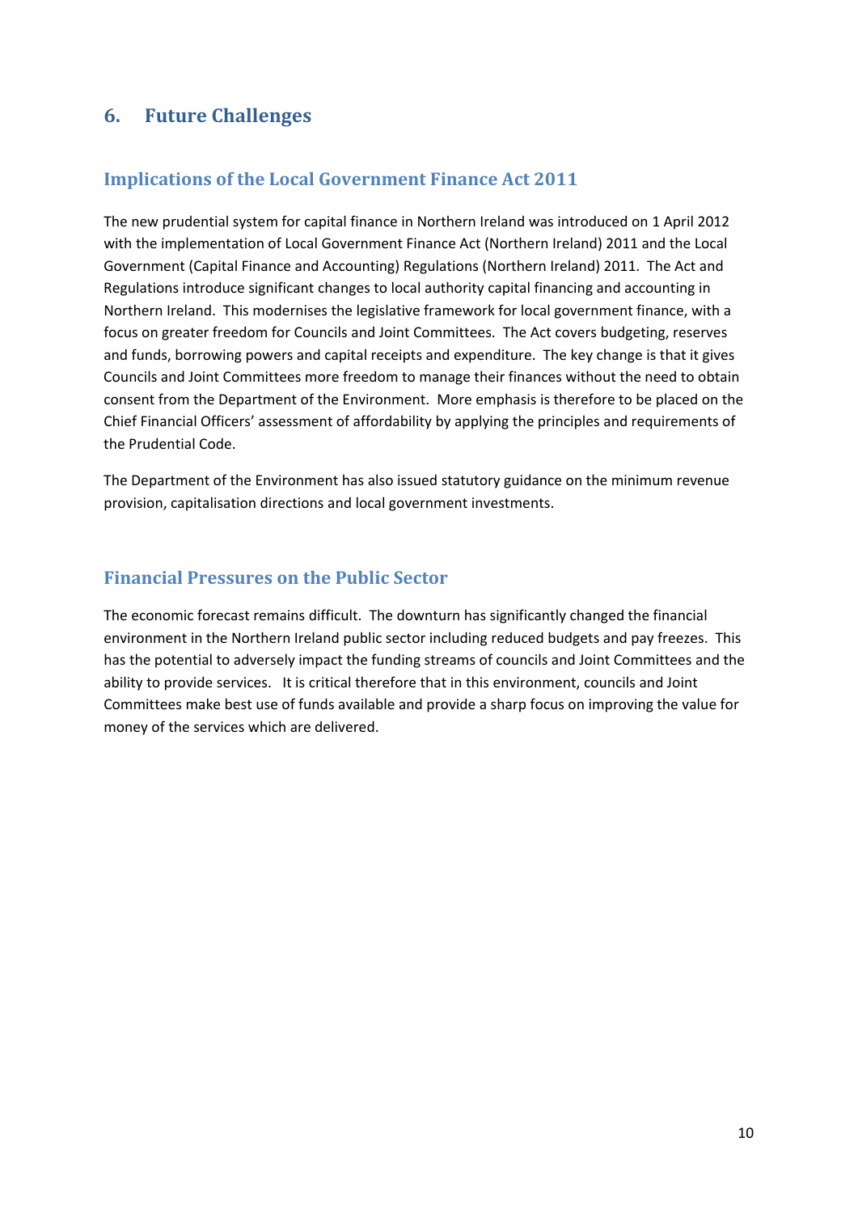## 6. Future Challenges

### Implications of the Local Government Finance Act 2011

The new prudential system for capital finance in Northern Ireland was introduced on 1 April 2012 with the implementation of Local Government Finance Act (Northern Ireland) 2011 and the Local Government (Capital Finance and Accounting) Regulations (Northern Ireland) 2011. The Act and Regulations introduce significant changes to local authority capital financing and accounting in Northern Ireland. This modernises the legislative framework for local government finance, with a focus on greater freedom for Councils and Joint Committees. The Act covers budgeting, reserves and funds, borrowing powers and capital receipts and expenditure. The key change is that it gives Councils and Joint Committees more freedom to manage their finances without the need to obtain consent from the Department of the Environment. More emphasis is therefore to be placed on the Chief Financial Officers' assessment of affordability by applying the principles and requirements of the Prudential Code.

The Department of the Environment has also issued statutory guidance on the minimum revenue provision, capitalisation directions and local government investments.

### Financial Pressures on the Public Sector

The economic forecast remains difficult. The downturn has significantly changed the financial environment in the Northern Ireland public sector including reduced budgets and pay freezes. This has the potential to adversely impact the funding streams of councils and Joint Committees and the ability to provide services. It is critical therefore that in this environment, councils and Joint Committees make best use of funds available and provide a sharp focus on improving the value for money of the services which are delivered.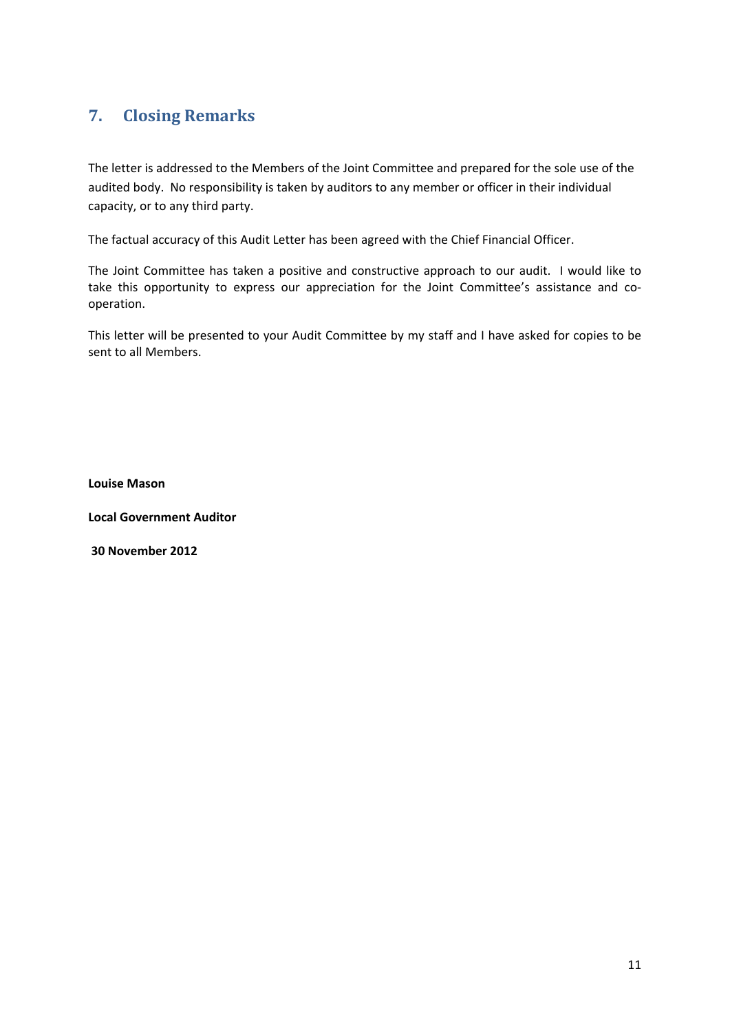## 7. Closing Remarks

The letter is addressed to the Members of the Joint Committee and prepared for the sole use of the audited body. No responsibility is taken by auditors to any member or officer in their individual capacity, or to any third party.

The factual accuracy of this Audit Letter has been agreed with the Chief Financial Officer.

The Joint Committee has taken a positive and constructive approach to our audit. I would like to take this opportunity to express our appreciation for the Joint Committee's assistance and co-operation.

This letter will be presented to your Audit Committee by my staff and I have asked for copies to be sent to all Members.

**Louise Mason**

**Local Government Auditor**

**30 November 2012**